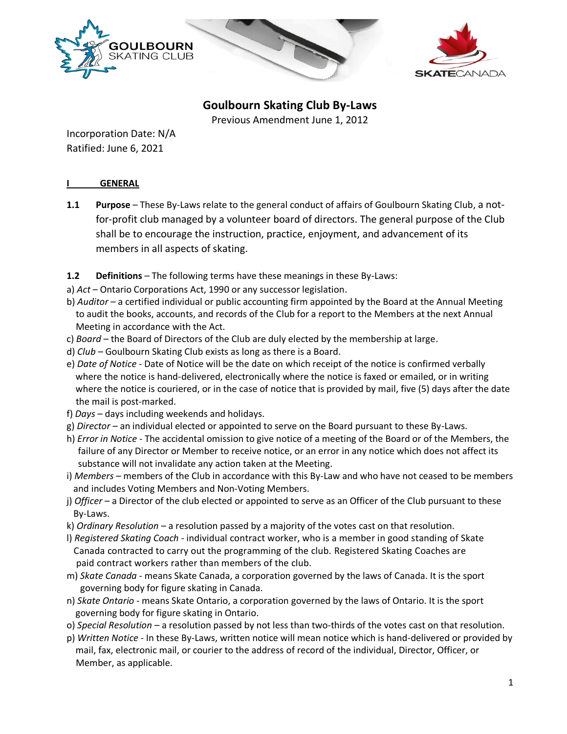# Goulbourn Skating Club By-Laws

Previous Amendment June 1, 2012

Incorporation Date: N/A
Ratified: June 6, 2021

## I GENERAL

**1.1 Purpose** – These By-Laws relate to the general conduct of affairs of Goulbourn Skating Club, a not-for-profit club managed by a volunteer board of directors. The general purpose of the Club shall be to encourage the instruction, practice, enjoyment, and advancement of its members in all aspects of skating.

**1.2 Definitions** – The following terms have these meanings in these By-Laws:

a) *Act* – Ontario Corporations Act, 1990 or any successor legislation.
b) *Auditor* – a certified individual or public accounting firm appointed by the Board at the Annual Meeting to audit the books, accounts, and records of the Club for a report to the Members at the next Annual Meeting in accordance with the Act.
c) *Board* – the Board of Directors of the Club are duly elected by the membership at large.
d) *Club* – Goulbourn Skating Club exists as long as there is a Board.
e) *Date of Notice* - Date of Notice will be the date on which receipt of the notice is confirmed verbally where the notice is hand-delivered, electronically where the notice is faxed or emailed, or in writing where the notice is couriered, or in the case of notice that is provided by mail, five (5) days after the date the mail is post-marked.
f) *Days* – days including weekends and holidays.
g) *Director* – an individual elected or appointed to serve on the Board pursuant to these By-Laws.
h) *Error in Notice* - The accidental omission to give notice of a meeting of the Board or of the Members, the failure of any Director or Member to receive notice, or an error in any notice which does not affect its substance will not invalidate any action taken at the Meeting.
i) *Members* – members of the Club in accordance with this By-Law and who have not ceased to be members and includes Voting Members and Non-Voting Members.
j) *Officer* – a Director of the club elected or appointed to serve as an Officer of the Club pursuant to these By-Laws.
k) *Ordinary Resolution* – a resolution passed by a majority of the votes cast on that resolution.
l) *Registered Skating Coach* - individual contract worker, who is a member in good standing of Skate Canada contracted to carry out the programming of the club. Registered Skating Coaches are paid contract workers rather than members of the club.
m) *Skate Canada* - means Skate Canada, a corporation governed by the laws of Canada. It is the sport governing body for figure skating in Canada.
n) *Skate Ontario* - means Skate Ontario, a corporation governed by the laws of Ontario. It is the sport governing body for figure skating in Ontario.
o) *Special Resolution* – a resolution passed by not less than two-thirds of the votes cast on that resolution.
p) *Written Notice* - In these By-Laws, written notice will mean notice which is hand-delivered or provided by mail, fax, electronic mail, or courier to the address of record of the individual, Director, Officer, or Member, as applicable.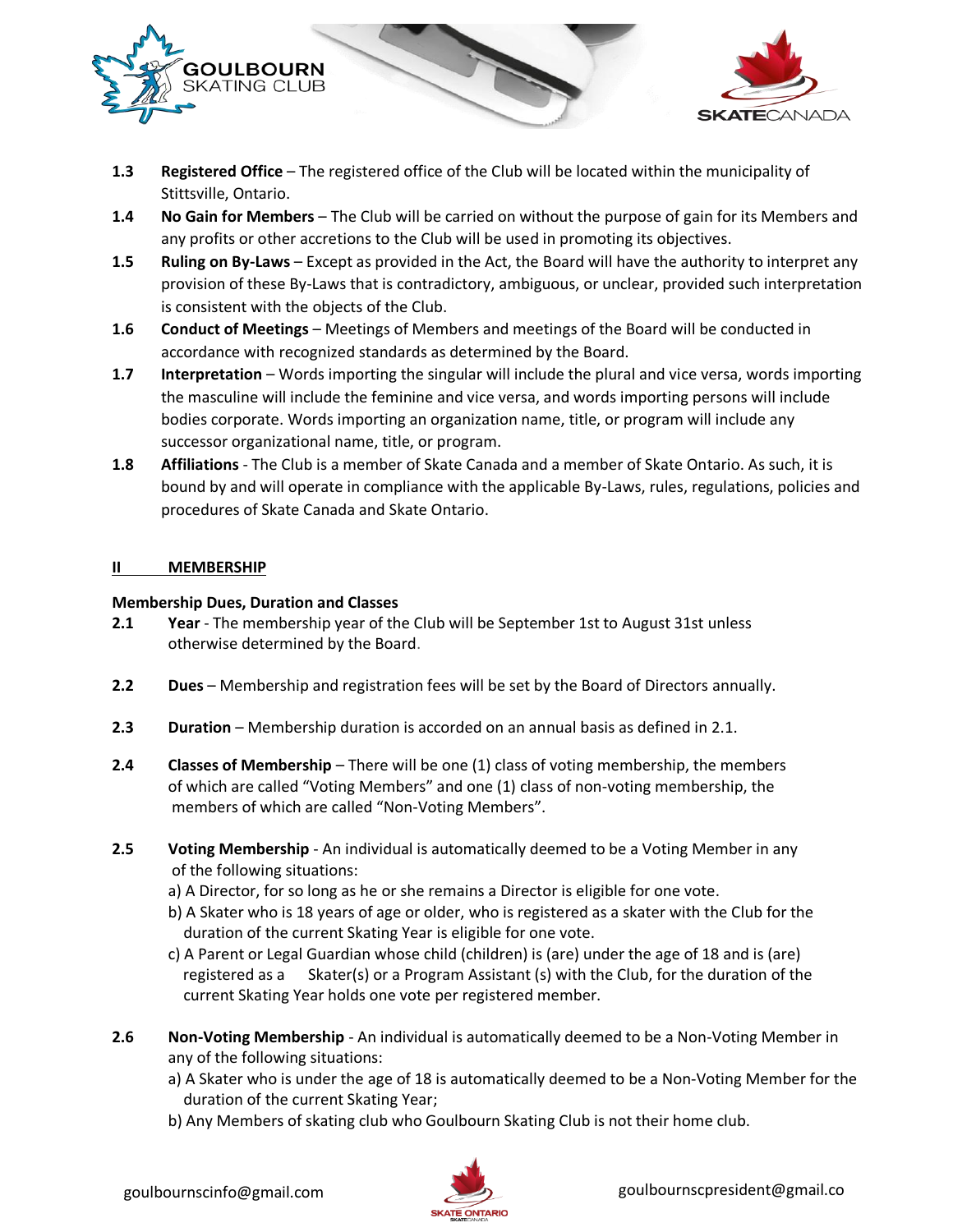**1.3** **Registered Office** – The registered office of the Club will be located within the municipality of Stittsville, Ontario.

**1.4** **No Gain for Members** – The Club will be carried on without the purpose of gain for its Members and any profits or other accretions to the Club will be used in promoting its objectives.

**1.5** **Ruling on By-Laws** – Except as provided in the Act, the Board will have the authority to interpret any provision of these By-Laws that is contradictory, ambiguous, or unclear, provided such interpretation is consistent with the objects of the Club.

**1.6** **Conduct of Meetings** – Meetings of Members and meetings of the Board will be conducted in accordance with recognized standards as determined by the Board.

**1.7** **Interpretation** – Words importing the singular will include the plural and vice versa, words importing the masculine will include the feminine and vice versa, and words importing persons will include bodies corporate. Words importing an organization name, title, or program will include any successor organizational name, title, or program.

**1.8** **Affiliations** - The Club is a member of Skate Canada and a member of Skate Ontario. As such, it is bound by and will operate in compliance with the applicable By-Laws, rules, regulations, policies and procedures of Skate Canada and Skate Ontario.

## II MEMBERSHIP

### Membership Dues, Duration and Classes

**2.1** **Year** - The membership year of the Club will be September 1st to August 31st unless otherwise determined by the Board.

**2.2** **Dues** – Membership and registration fees will be set by the Board of Directors annually.

**2.3** **Duration** – Membership duration is accorded on an annual basis as defined in 2.1.

**2.4** **Classes of Membership** – There will be one (1) class of voting membership, the members of which are called "Voting Members" and one (1) class of non-voting membership, the members of which are called "Non-Voting Members".

**2.5** **Voting Membership** - An individual is automatically deemed to be a Voting Member in any of the following situations:

a) A Director, for so long as he or she remains a Director is eligible for one vote.
b) A Skater who is 18 years of age or older, who is registered as a skater with the Club for the duration of the current Skating Year is eligible for one vote.
c) A Parent or Legal Guardian whose child (children) is (are) under the age of 18 and is (are) registered as a Skater(s) or a Program Assistant (s) with the Club, for the duration of the current Skating Year holds one vote per registered member.

**2.6** **Non-Voting Membership** - An individual is automatically deemed to be a Non-Voting Member in any of the following situations:

a) A Skater who is under the age of 18 is automatically deemed to be a Non-Voting Member for the duration of the current Skating Year;
b) Any Members of skating club who Goulbourn Skating Club is not their home club.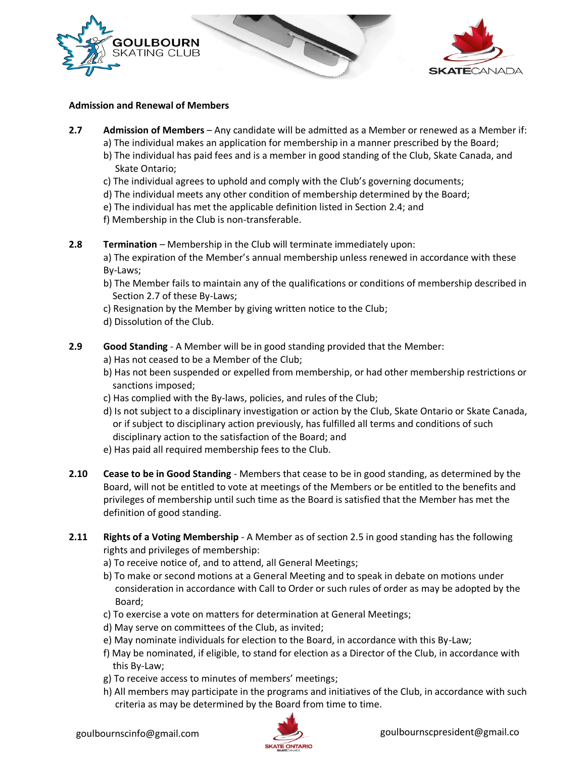## Admission and Renewal of Members

**2.7** **Admission of Members** – Any candidate will be admitted as a Member or renewed as a Member if:

a) The individual makes an application for membership in a manner prescribed by the Board;
b) The individual has paid fees and is a member in good standing of the Club, Skate Canada, and Skate Ontario;
c) The individual agrees to uphold and comply with the Club's governing documents;
d) The individual meets any other condition of membership determined by the Board;
e) The individual has met the applicable definition listed in Section 2.4; and
f) Membership in the Club is non-transferable.

**2.8** **Termination** – Membership in the Club will terminate immediately upon:

a) The expiration of the Member's annual membership unless renewed in accordance with these By-Laws;
b) The Member fails to maintain any of the qualifications or conditions of membership described in Section 2.7 of these By-Laws;
c) Resignation by the Member by giving written notice to the Club;
d) Dissolution of the Club.

**2.9** **Good Standing** - A Member will be in good standing provided that the Member:

a) Has not ceased to be a Member of the Club;
b) Has not been suspended or expelled from membership, or had other membership restrictions or sanctions imposed;
c) Has complied with the By-laws, policies, and rules of the Club;
d) Is not subject to a disciplinary investigation or action by the Club, Skate Ontario or Skate Canada, or if subject to disciplinary action previously, has fulfilled all terms and conditions of such disciplinary action to the satisfaction of the Board; and
e) Has paid all required membership fees to the Club.

**2.10** **Cease to be in Good Standing** - Members that cease to be in good standing, as determined by the Board, will not be entitled to vote at meetings of the Members or be entitled to the benefits and privileges of membership until such time as the Board is satisfied that the Member has met the definition of good standing.

**2.11** **Rights of a Voting Membership** - A Member as of section 2.5 in good standing has the following rights and privileges of membership:

a) To receive notice of, and to attend, all General Meetings;
b) To make or second motions at a General Meeting and to speak in debate on motions under consideration in accordance with Call to Order or such rules of order as may be adopted by the Board;
c) To exercise a vote on matters for determination at General Meetings;
d) May serve on committees of the Club, as invited;
e) May nominate individuals for election to the Board, in accordance with this By-Law;
f) May be nominated, if eligible, to stand for election as a Director of the Club, in accordance with this By-Law;
g) To receive access to minutes of members' meetings;
h) All members may participate in the programs and initiatives of the Club, in accordance with such criteria as may be determined by the Board from time to time.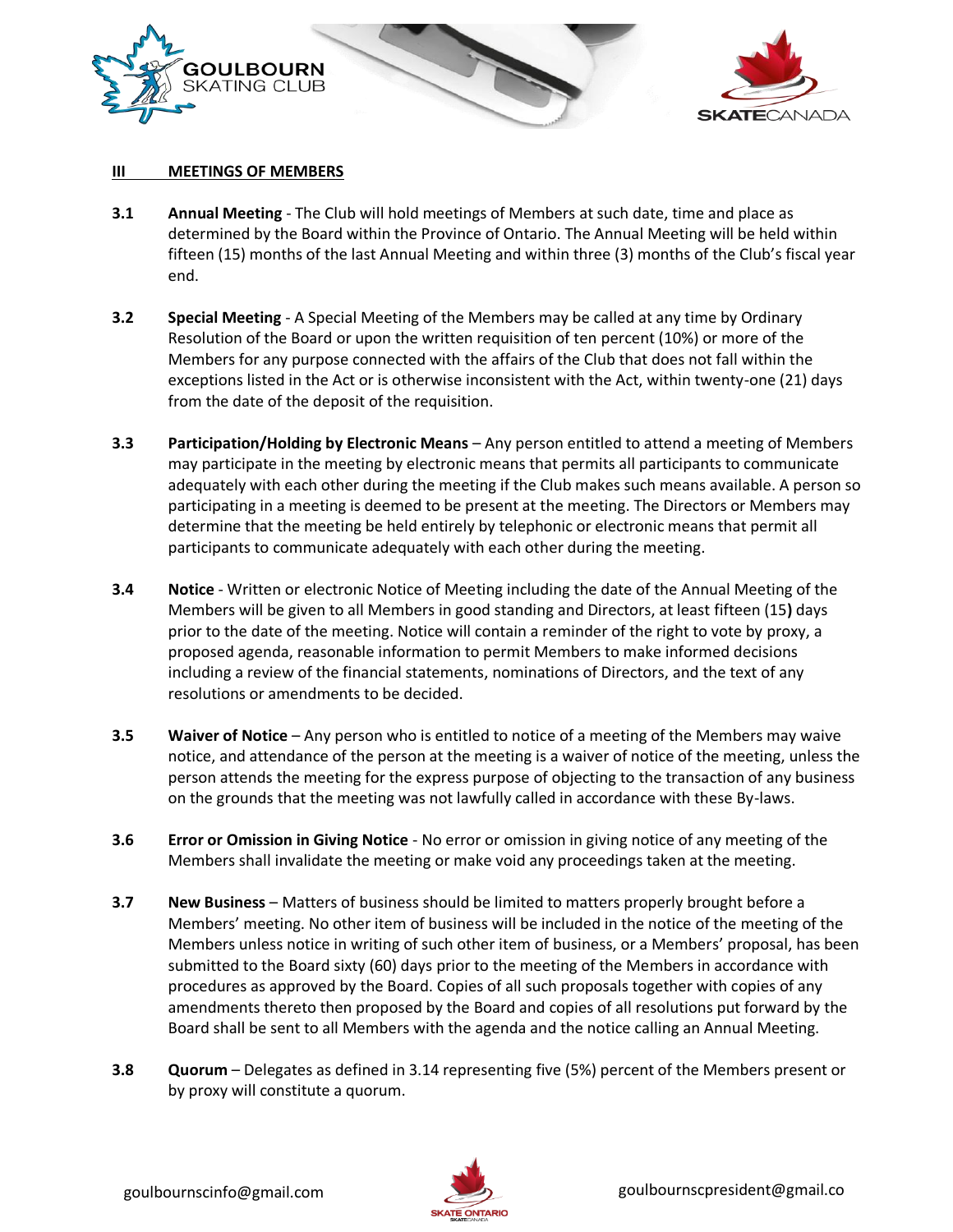## III MEETINGS OF MEMBERS

**3.1 Annual Meeting** - The Club will hold meetings of Members at such date, time and place as determined by the Board within the Province of Ontario. The Annual Meeting will be held within fifteen (15) months of the last Annual Meeting and within three (3) months of the Club's fiscal year end.

**3.2 Special Meeting** - A Special Meeting of the Members may be called at any time by Ordinary Resolution of the Board or upon the written requisition of ten percent (10%) or more of the Members for any purpose connected with the affairs of the Club that does not fall within the exceptions listed in the Act or is otherwise inconsistent with the Act, within twenty-one (21) days from the date of the deposit of the requisition.

**3.3 Participation/Holding by Electronic Means** – Any person entitled to attend a meeting of Members may participate in the meeting by electronic means that permits all participants to communicate adequately with each other during the meeting if the Club makes such means available. A person so participating in a meeting is deemed to be present at the meeting. The Directors or Members may determine that the meeting be held entirely by telephonic or electronic means that permit all participants to communicate adequately with each other during the meeting.

**3.4 Notice** - Written or electronic Notice of Meeting including the date of the Annual Meeting of the Members will be given to all Members in good standing and Directors, at least fifteen (15**)** days prior to the date of the meeting. Notice will contain a reminder of the right to vote by proxy, a proposed agenda, reasonable information to permit Members to make informed decisions including a review of the financial statements, nominations of Directors, and the text of any resolutions or amendments to be decided.

**3.5 Waiver of Notice** – Any person who is entitled to notice of a meeting of the Members may waive notice, and attendance of the person at the meeting is a waiver of notice of the meeting, unless the person attends the meeting for the express purpose of objecting to the transaction of any business on the grounds that the meeting was not lawfully called in accordance with these By-laws.

**3.6 Error or Omission in Giving Notice** - No error or omission in giving notice of any meeting of the Members shall invalidate the meeting or make void any proceedings taken at the meeting.

**3.7 New Business** – Matters of business should be limited to matters properly brought before a Members' meeting. No other item of business will be included in the notice of the meeting of the Members unless notice in writing of such other item of business, or a Members' proposal, has been submitted to the Board sixty (60) days prior to the meeting of the Members in accordance with procedures as approved by the Board. Copies of all such proposals together with copies of any amendments thereto then proposed by the Board and copies of all resolutions put forward by the Board shall be sent to all Members with the agenda and the notice calling an Annual Meeting.

**3.8 Quorum** – Delegates as defined in 3.14 representing five (5%) percent of the Members present or by proxy will constitute a quorum.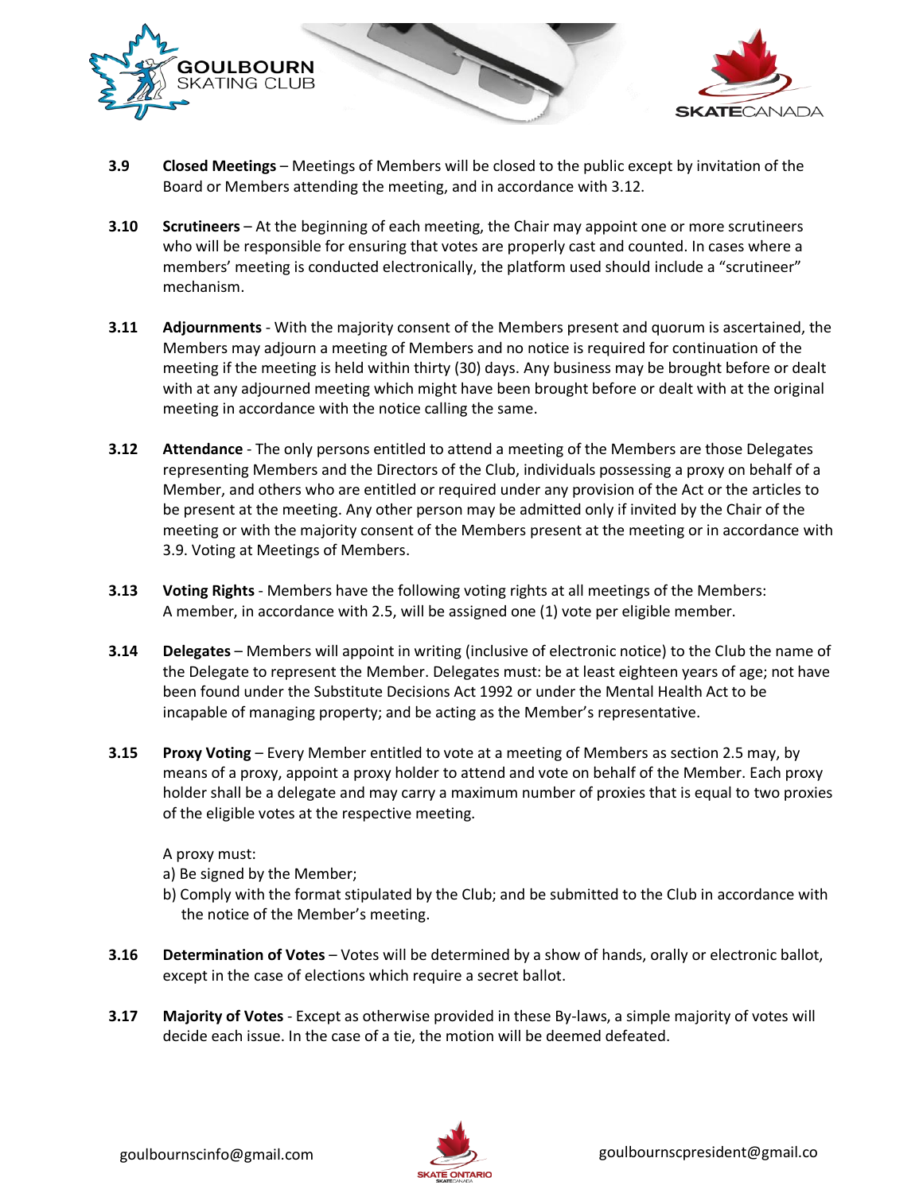**3.9 Closed Meetings** – Meetings of Members will be closed to the public except by invitation of the Board or Members attending the meeting, and in accordance with 3.12.

**3.10 Scrutineers** – At the beginning of each meeting, the Chair may appoint one or more scrutineers who will be responsible for ensuring that votes are properly cast and counted. In cases where a members' meeting is conducted electronically, the platform used should include a "scrutineer" mechanism.

**3.11 Adjournments** - With the majority consent of the Members present and quorum is ascertained, the Members may adjourn a meeting of Members and no notice is required for continuation of the meeting if the meeting is held within thirty (30) days. Any business may be brought before or dealt with at any adjourned meeting which might have been brought before or dealt with at the original meeting in accordance with the notice calling the same.

**3.12 Attendance** - The only persons entitled to attend a meeting of the Members are those Delegates representing Members and the Directors of the Club, individuals possessing a proxy on behalf of a Member, and others who are entitled or required under any provision of the Act or the articles to be present at the meeting. Any other person may be admitted only if invited by the Chair of the meeting or with the majority consent of the Members present at the meeting or in accordance with 3.9. Voting at Meetings of Members.

**3.13 Voting Rights** - Members have the following voting rights at all meetings of the Members: A member, in accordance with 2.5, will be assigned one (1) vote per eligible member.

**3.14 Delegates** – Members will appoint in writing (inclusive of electronic notice) to the Club the name of the Delegate to represent the Member. Delegates must: be at least eighteen years of age; not have been found under the Substitute Decisions Act 1992 or under the Mental Health Act to be incapable of managing property; and be acting as the Member's representative.

**3.15 Proxy Voting** – Every Member entitled to vote at a meeting of Members as section 2.5 may, by means of a proxy, appoint a proxy holder to attend and vote on behalf of the Member. Each proxy holder shall be a delegate and may carry a maximum number of proxies that is equal to two proxies of the eligible votes at the respective meeting.

A proxy must:

a) Be signed by the Member;
b) Comply with the format stipulated by the Club; and be submitted to the Club in accordance with the notice of the Member's meeting.

**3.16 Determination of Votes** – Votes will be determined by a show of hands, orally or electronic ballot, except in the case of elections which require a secret ballot.

**3.17 Majority of Votes** - Except as otherwise provided in these By-laws, a simple majority of votes will decide each issue. In the case of a tie, the motion will be deemed defeated.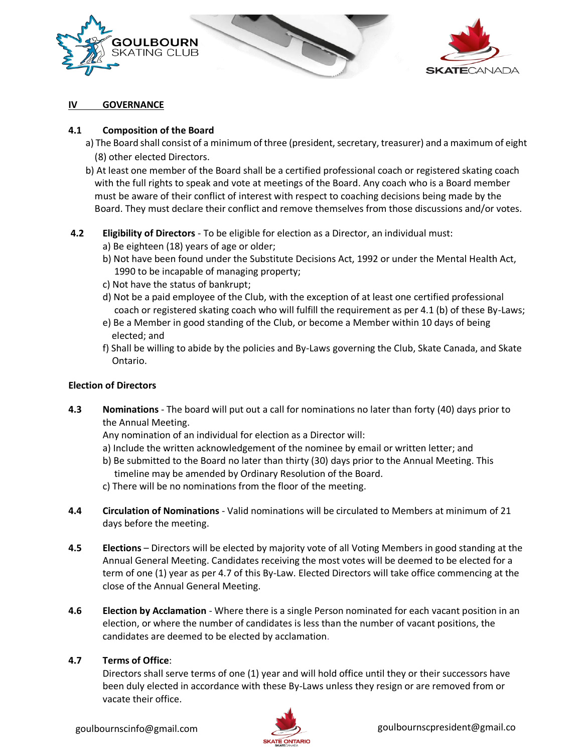## IV GOVERNANCE

### 4.1 Composition of the Board

a) The Board shall consist of a minimum of three (president, secretary, treasurer) and a maximum of eight (8) other elected Directors.

b) At least one member of the Board shall be a certified professional coach or registered skating coach with the full rights to speak and vote at meetings of the Board. Any coach who is a Board member must be aware of their conflict of interest with respect to coaching decisions being made by the Board. They must declare their conflict and remove themselves from those discussions and/or votes.

**4.2 Eligibility of Directors** - To be eligible for election as a Director, an individual must:

a) Be eighteen (18) years of age or older;

b) Not have been found under the Substitute Decisions Act, 1992 or under the Mental Health Act, 1990 to be incapable of managing property;

c) Not have the status of bankrupt;

d) Not be a paid employee of the Club, with the exception of at least one certified professional coach or registered skating coach who will fulfill the requirement as per 4.1 (b) of these By-Laws;

e) Be a Member in good standing of the Club, or become a Member within 10 days of being elected; and

f) Shall be willing to abide by the policies and By-Laws governing the Club, Skate Canada, and Skate Ontario.

### Election of Directors

**4.3 Nominations** - The board will put out a call for nominations no later than forty (40) days prior to the Annual Meeting.

Any nomination of an individual for election as a Director will:

a) Include the written acknowledgement of the nominee by email or written letter; and

b) Be submitted to the Board no later than thirty (30) days prior to the Annual Meeting. This timeline may be amended by Ordinary Resolution of the Board.

c) There will be no nominations from the floor of the meeting.

**4.4 Circulation of Nominations** - Valid nominations will be circulated to Members at minimum of 21 days before the meeting.

**4.5 Elections** – Directors will be elected by majority vote of all Voting Members in good standing at the Annual General Meeting. Candidates receiving the most votes will be deemed to be elected for a term of one (1) year as per 4.7 of this By-Law. Elected Directors will take office commencing at the close of the Annual General Meeting.

**4.6 Election by Acclamation** - Where there is a single Person nominated for each vacant position in an election, or where the number of candidates is less than the number of vacant positions, the candidates are deemed to be elected by acclamation.

**4.7 Terms of Office**:

Directors shall serve terms of one (1) year and will hold office until they or their successors have been duly elected in accordance with these By-Laws unless they resign or are removed from or vacate their office.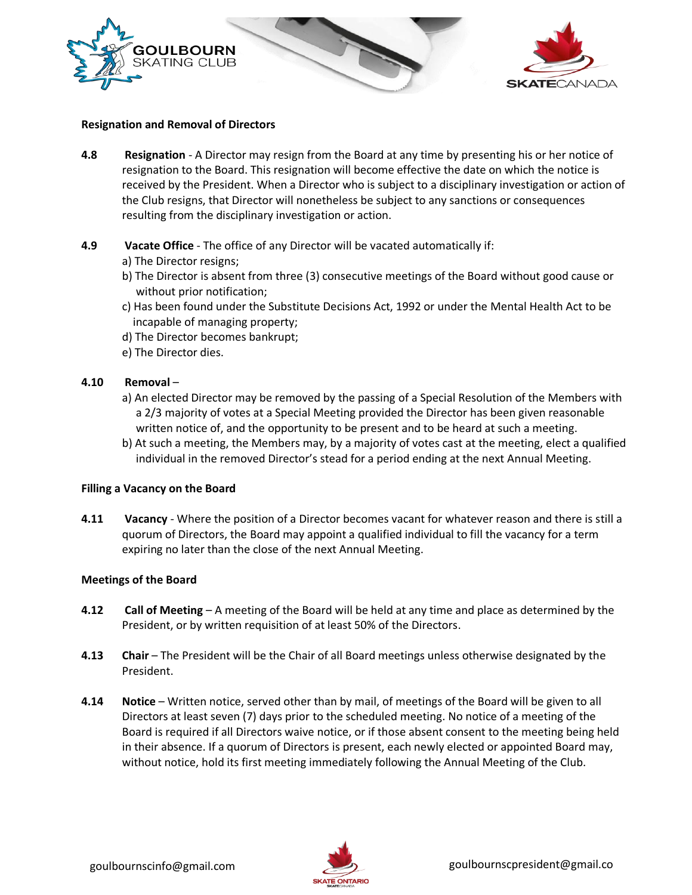### Resignation and Removal of Directors

**4.8** **Resignation** - A Director may resign from the Board at any time by presenting his or her notice of resignation to the Board. This resignation will become effective the date on which the notice is received by the President. When a Director who is subject to a disciplinary investigation or action of the Club resigns, that Director will nonetheless be subject to any sanctions or consequences resulting from the disciplinary investigation or action.

**4.9** **Vacate Office** - The office of any Director will be vacated automatically if:

a) The Director resigns;
b) The Director is absent from three (3) consecutive meetings of the Board without good cause or without prior notification;
c) Has been found under the Substitute Decisions Act, 1992 or under the Mental Health Act to be incapable of managing property;
d) The Director becomes bankrupt;
e) The Director dies.

**4.10** **Removal** –

a) An elected Director may be removed by the passing of a Special Resolution of the Members with a 2/3 majority of votes at a Special Meeting provided the Director has been given reasonable written notice of, and the opportunity to be present and to be heard at such a meeting.
b) At such a meeting, the Members may, by a majority of votes cast at the meeting, elect a qualified individual in the removed Director's stead for a period ending at the next Annual Meeting.

### Filling a Vacancy on the Board

**4.11** **Vacancy** - Where the position of a Director becomes vacant for whatever reason and there is still a quorum of Directors, the Board may appoint a qualified individual to fill the vacancy for a term expiring no later than the close of the next Annual Meeting.

### Meetings of the Board

**4.12** **Call of Meeting** – A meeting of the Board will be held at any time and place as determined by the President, or by written requisition of at least 50% of the Directors.

**4.13** **Chair** – The President will be the Chair of all Board meetings unless otherwise designated by the President.

**4.14** **Notice** – Written notice, served other than by mail, of meetings of the Board will be given to all Directors at least seven (7) days prior to the scheduled meeting. No notice of a meeting of the Board is required if all Directors waive notice, or if those absent consent to the meeting being held in their absence. If a quorum of Directors is present, each newly elected or appointed Board may, without notice, hold its first meeting immediately following the Annual Meeting of the Club.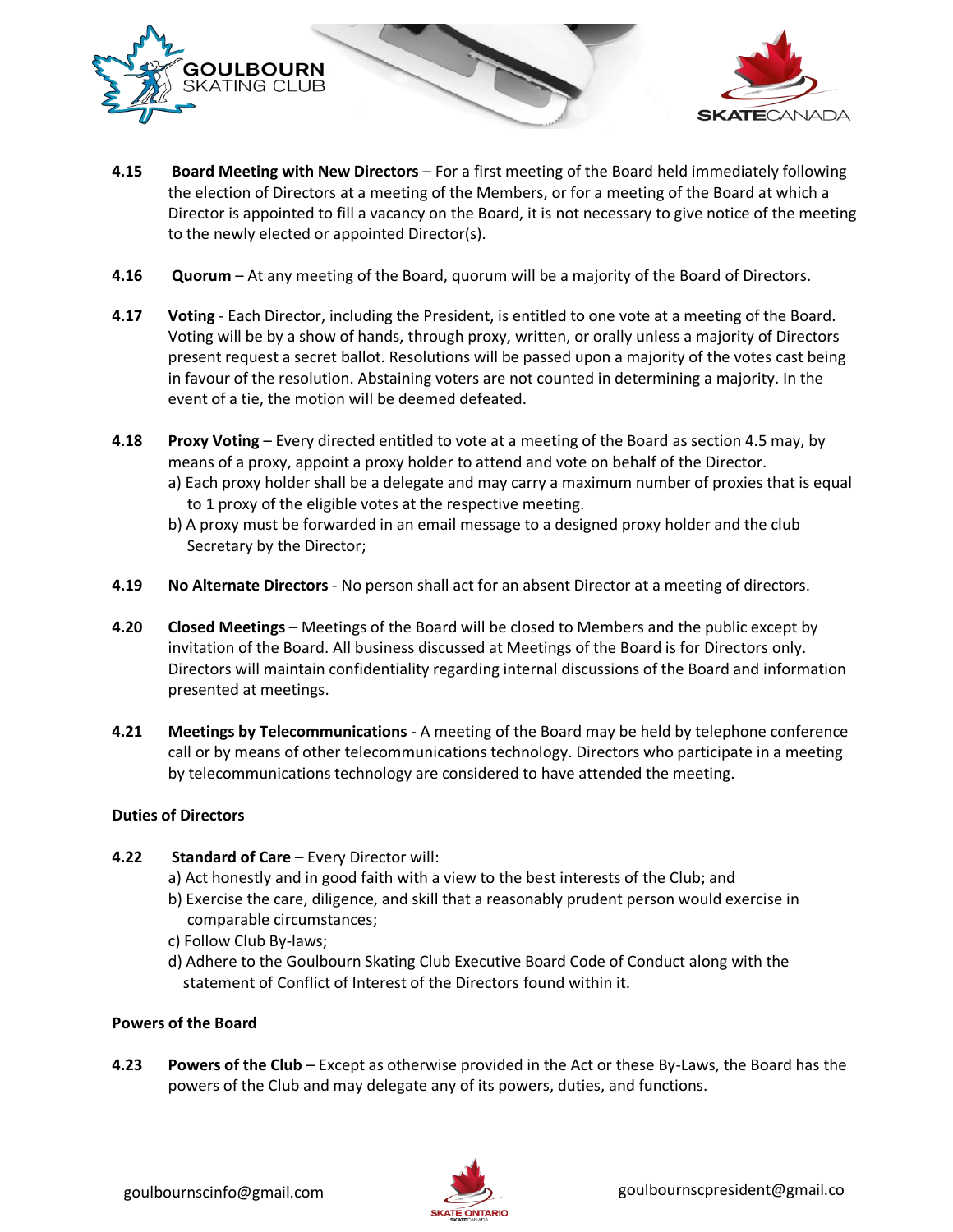**4.15** **Board Meeting with New Directors** – For a first meeting of the Board held immediately following the election of Directors at a meeting of the Members, or for a meeting of the Board at which a Director is appointed to fill a vacancy on the Board, it is not necessary to give notice of the meeting to the newly elected or appointed Director(s).

**4.16** **Quorum** – At any meeting of the Board, quorum will be a majority of the Board of Directors.

**4.17** **Voting** - Each Director, including the President, is entitled to one vote at a meeting of the Board. Voting will be by a show of hands, through proxy, written, or orally unless a majority of Directors present request a secret ballot. Resolutions will be passed upon a majority of the votes cast being in favour of the resolution. Abstaining voters are not counted in determining a majority. In the event of a tie, the motion will be deemed defeated.

**4.18** **Proxy Voting** – Every directed entitled to vote at a meeting of the Board as section 4.5 may, by means of a proxy, appoint a proxy holder to attend and vote on behalf of the Director.

a) Each proxy holder shall be a delegate and may carry a maximum number of proxies that is equal to 1 proxy of the eligible votes at the respective meeting.

b) A proxy must be forwarded in an email message to a designed proxy holder and the club Secretary by the Director;

**4.19** **No Alternate Directors** - No person shall act for an absent Director at a meeting of directors.

**4.20** **Closed Meetings** – Meetings of the Board will be closed to Members and the public except by invitation of the Board. All business discussed at Meetings of the Board is for Directors only. Directors will maintain confidentiality regarding internal discussions of the Board and information presented at meetings.

**4.21** **Meetings by Telecommunications** - A meeting of the Board may be held by telephone conference call or by means of other telecommunications technology. Directors who participate in a meeting by telecommunications technology are considered to have attended the meeting.

**Duties of Directors**

**4.22** **Standard of Care** – Every Director will:

a) Act honestly and in good faith with a view to the best interests of the Club; and

b) Exercise the care, diligence, and skill that a reasonably prudent person would exercise in comparable circumstances;

c) Follow Club By-laws;

d) Adhere to the Goulbourn Skating Club Executive Board Code of Conduct along with the statement of Conflict of Interest of the Directors found within it.

**Powers of the Board**

**4.23** **Powers of the Club** – Except as otherwise provided in the Act or these By-Laws, the Board has the powers of the Club and may delegate any of its powers, duties, and functions.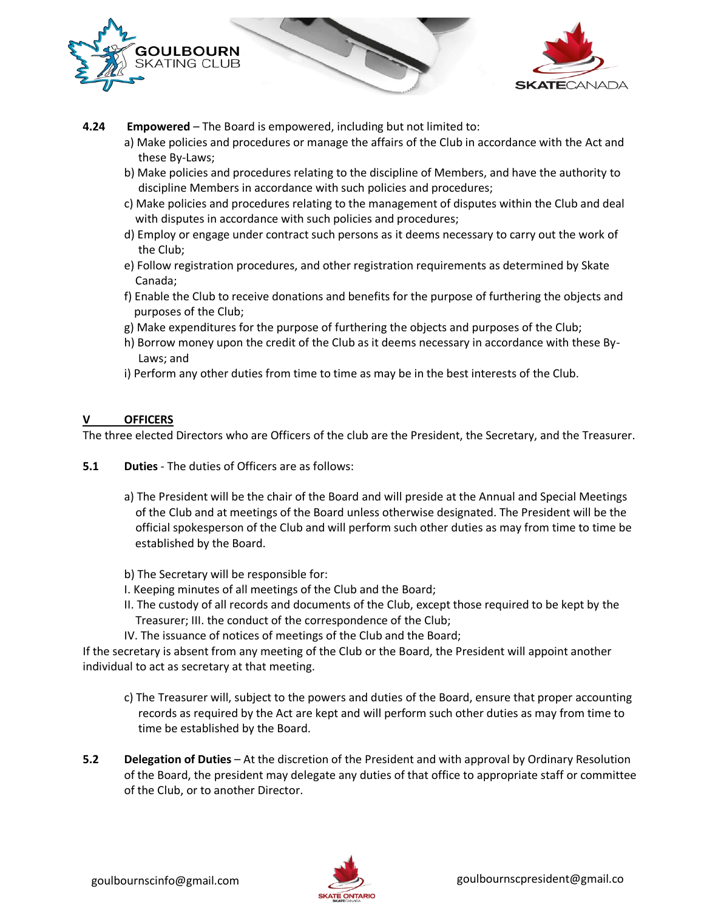**4.24 Empowered** – The Board is empowered, including but not limited to:

a) Make policies and procedures or manage the affairs of the Club in accordance with the Act and these By-Laws;

b) Make policies and procedures relating to the discipline of Members, and have the authority to discipline Members in accordance with such policies and procedures;

c) Make policies and procedures relating to the management of disputes within the Club and deal with disputes in accordance with such policies and procedures;

d) Employ or engage under contract such persons as it deems necessary to carry out the work of the Club;

e) Follow registration procedures, and other registration requirements as determined by Skate Canada;

f) Enable the Club to receive donations and benefits for the purpose of furthering the objects and purposes of the Club;

g) Make expenditures for the purpose of furthering the objects and purposes of the Club;

h) Borrow money upon the credit of the Club as it deems necessary in accordance with these By-Laws; and

i) Perform any other duties from time to time as may be in the best interests of the Club.

## V OFFICERS

The three elected Directors who are Officers of the club are the President, the Secretary, and the Treasurer.

**5.1 Duties** - The duties of Officers are as follows:

a) The President will be the chair of the Board and will preside at the Annual and Special Meetings of the Club and at meetings of the Board unless otherwise designated. The President will be the official spokesperson of the Club and will perform such other duties as may from time to time be established by the Board.

b) The Secretary will be responsible for:

I. Keeping minutes of all meetings of the Club and the Board;

II. The custody of all records and documents of the Club, except those required to be kept by the Treasurer; III. the conduct of the correspondence of the Club;

IV. The issuance of notices of meetings of the Club and the Board;

If the secretary is absent from any meeting of the Club or the Board, the President will appoint another individual to act as secretary at that meeting.

c) The Treasurer will, subject to the powers and duties of the Board, ensure that proper accounting records as required by the Act are kept and will perform such other duties as may from time to time be established by the Board.

**5.2 Delegation of Duties** – At the discretion of the President and with approval by Ordinary Resolution of the Board, the president may delegate any duties of that office to appropriate staff or committee of the Club, or to another Director.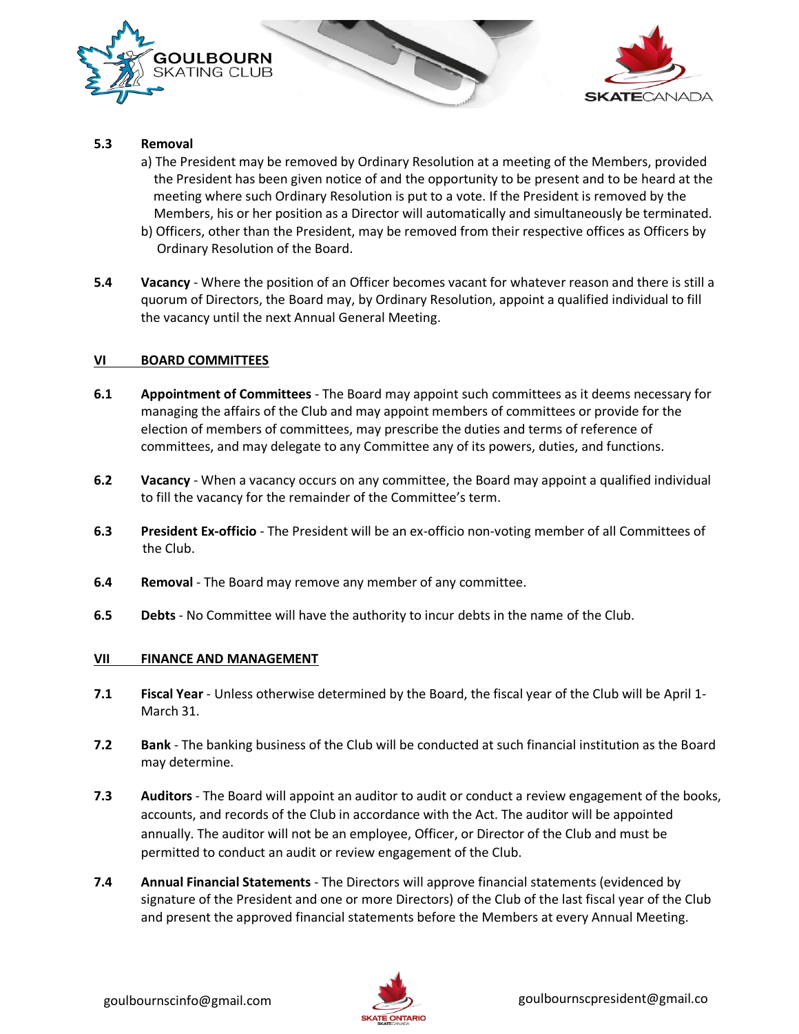**5.3 Removal**

a) The President may be removed by Ordinary Resolution at a meeting of the Members, provided the President has been given notice of and the opportunity to be present and to be heard at the meeting where such Ordinary Resolution is put to a vote. If the President is removed by the Members, his or her position as a Director will automatically and simultaneously be terminated.

b) Officers, other than the President, may be removed from their respective offices as Officers by Ordinary Resolution of the Board.

**5.4 Vacancy** - Where the position of an Officer becomes vacant for whatever reason and there is still a quorum of Directors, the Board may, by Ordinary Resolution, appoint a qualified individual to fill the vacancy until the next Annual General Meeting.

## VI BOARD COMMITTEES

**6.1 Appointment of Committees** - The Board may appoint such committees as it deems necessary for managing the affairs of the Club and may appoint members of committees or provide for the election of members of committees, may prescribe the duties and terms of reference of committees, and may delegate to any Committee any of its powers, duties, and functions.

**6.2 Vacancy** - When a vacancy occurs on any committee, the Board may appoint a qualified individual to fill the vacancy for the remainder of the Committee's term.

**6.3 President Ex-officio** - The President will be an ex-officio non-voting member of all Committees of the Club.

**6.4 Removal** - The Board may remove any member of any committee.

**6.5 Debts** - No Committee will have the authority to incur debts in the name of the Club.

## VII FINANCE AND MANAGEMENT

**7.1 Fiscal Year** - Unless otherwise determined by the Board, the fiscal year of the Club will be April 1-March 31.

**7.2 Bank** - The banking business of the Club will be conducted at such financial institution as the Board may determine.

**7.3 Auditors** - The Board will appoint an auditor to audit or conduct a review engagement of the books, accounts, and records of the Club in accordance with the Act. The auditor will be appointed annually. The auditor will not be an employee, Officer, or Director of the Club and must be permitted to conduct an audit or review engagement of the Club.

**7.4 Annual Financial Statements** - The Directors will approve financial statements (evidenced by signature of the President and one or more Directors) of the Club of the last fiscal year of the Club and present the approved financial statements before the Members at every Annual Meeting.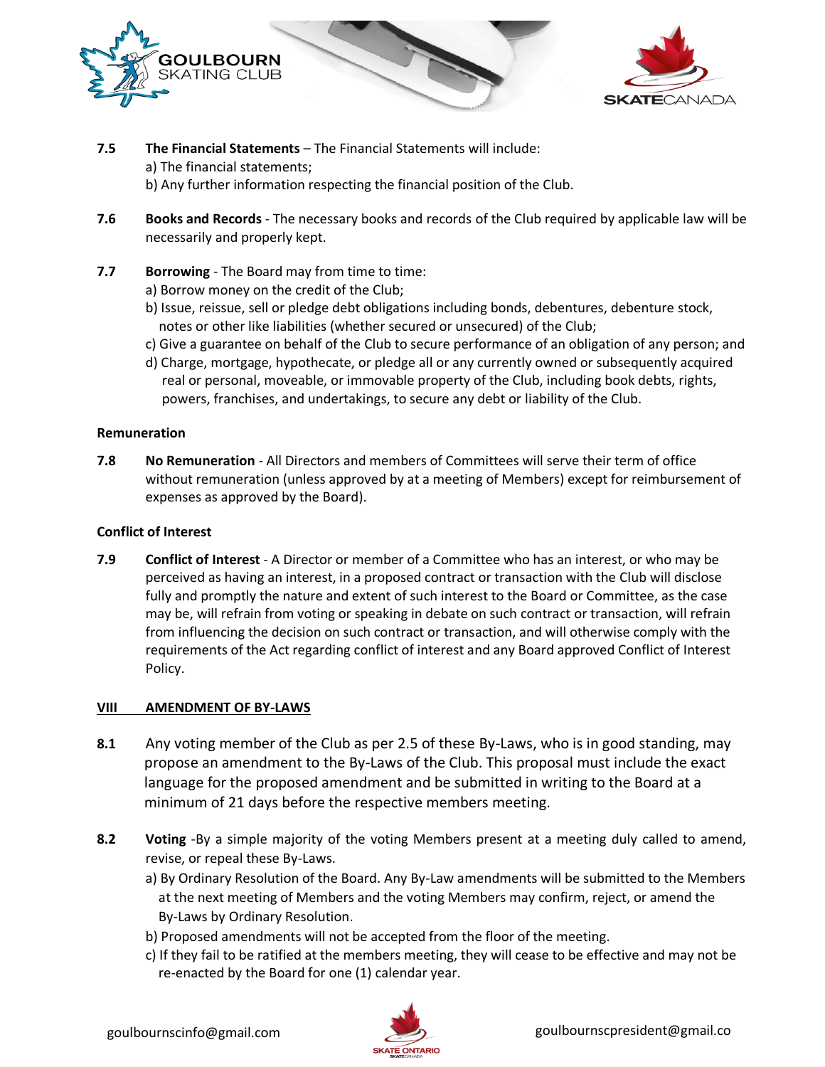**7.5** **The Financial Statements** – The Financial Statements will include:

a) The financial statements;

b) Any further information respecting the financial position of the Club.

**7.6** **Books and Records** - The necessary books and records of the Club required by applicable law will be necessarily and properly kept.

**7.7** **Borrowing** - The Board may from time to time:

a) Borrow money on the credit of the Club;

b) Issue, reissue, sell or pledge debt obligations including bonds, debentures, debenture stock, notes or other like liabilities (whether secured or unsecured) of the Club;

c) Give a guarantee on behalf of the Club to secure performance of an obligation of any person; and

d) Charge, mortgage, hypothecate, or pledge all or any currently owned or subsequently acquired real or personal, moveable, or immovable property of the Club, including book debts, rights, powers, franchises, and undertakings, to secure any debt or liability of the Club.

**Remuneration**

**7.8** **No Remuneration** - All Directors and members of Committees will serve their term of office without remuneration (unless approved by at a meeting of Members) except for reimbursement of expenses as approved by the Board).

**Conflict of Interest**

**7.9** **Conflict of Interest** - A Director or member of a Committee who has an interest, or who may be perceived as having an interest, in a proposed contract or transaction with the Club will disclose fully and promptly the nature and extent of such interest to the Board or Committee, as the case may be, will refrain from voting or speaking in debate on such contract or transaction, will refrain from influencing the decision on such contract or transaction, and will otherwise comply with the requirements of the Act regarding conflict of interest and any Board approved Conflict of Interest Policy.

## VIII AMENDMENT OF BY-LAWS

**8.1** Any voting member of the Club as per 2.5 of these By-Laws, who is in good standing, may propose an amendment to the By-Laws of the Club. This proposal must include the exact language for the proposed amendment and be submitted in writing to the Board at a minimum of 21 days before the respective members meeting.

**8.2** **Voting** -By a simple majority of the voting Members present at a meeting duly called to amend, revise, or repeal these By-Laws.

a) By Ordinary Resolution of the Board. Any By-Law amendments will be submitted to the Members at the next meeting of Members and the voting Members may confirm, reject, or amend the By-Laws by Ordinary Resolution.

b) Proposed amendments will not be accepted from the floor of the meeting.

c) If they fail to be ratified at the members meeting, they will cease to be effective and may not be re-enacted by the Board for one (1) calendar year.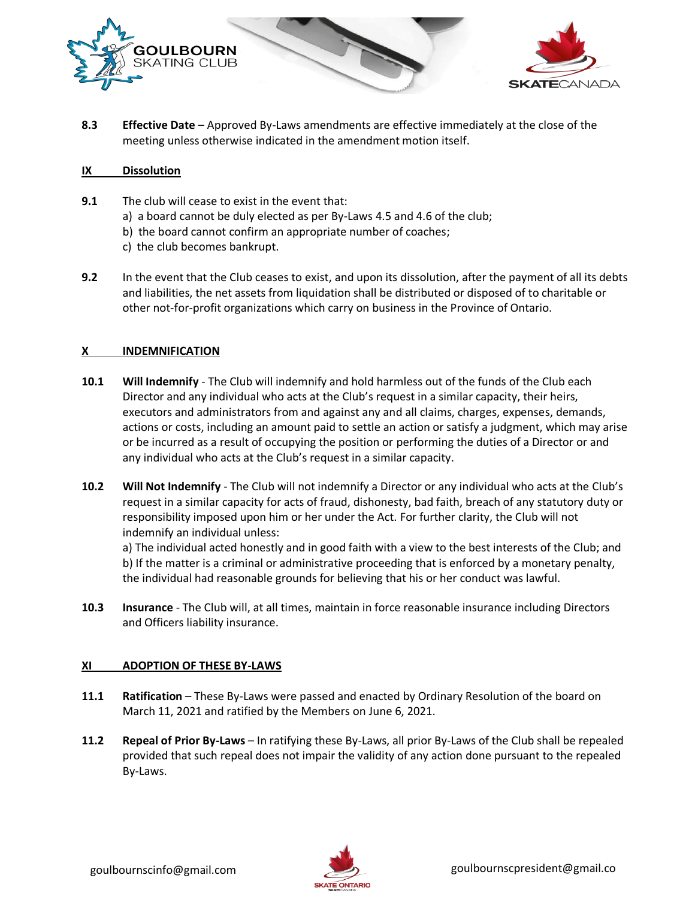**8.3** **Effective Date** – Approved By-Laws amendments are effective immediately at the close of the meeting unless otherwise indicated in the amendment motion itself.

## IX Dissolution

**9.1** The club will cease to exist in the event that:

a) a board cannot be duly elected as per By-Laws 4.5 and 4.6 of the club;
b) the board cannot confirm an appropriate number of coaches;
c) the club becomes bankrupt.

**9.2** In the event that the Club ceases to exist, and upon its dissolution, after the payment of all its debts and liabilities, the net assets from liquidation shall be distributed or disposed of to charitable or other not-for-profit organizations which carry on business in the Province of Ontario.

## X INDEMNIFICATION

**10.1** **Will Indemnify** - The Club will indemnify and hold harmless out of the funds of the Club each Director and any individual who acts at the Club's request in a similar capacity, their heirs, executors and administrators from and against any and all claims, charges, expenses, demands, actions or costs, including an amount paid to settle an action or satisfy a judgment, which may arise or be incurred as a result of occupying the position or performing the duties of a Director or and any individual who acts at the Club's request in a similar capacity.

**10.2** **Will Not Indemnify** - The Club will not indemnify a Director or any individual who acts at the Club's request in a similar capacity for acts of fraud, dishonesty, bad faith, breach of any statutory duty or responsibility imposed upon him or her under the Act. For further clarity, the Club will not indemnify an individual unless:

a) The individual acted honestly and in good faith with a view to the best interests of the Club; and
b) If the matter is a criminal or administrative proceeding that is enforced by a monetary penalty, the individual had reasonable grounds for believing that his or her conduct was lawful.

**10.3** **Insurance** - The Club will, at all times, maintain in force reasonable insurance including Directors and Officers liability insurance.

## XI ADOPTION OF THESE BY-LAWS

**11.1** **Ratification** – These By-Laws were passed and enacted by Ordinary Resolution of the board on March 11, 2021 and ratified by the Members on June 6, 2021.

**11.2** **Repeal of Prior By-Laws** – In ratifying these By-Laws, all prior By-Laws of the Club shall be repealed provided that such repeal does not impair the validity of any action done pursuant to the repealed By-Laws.